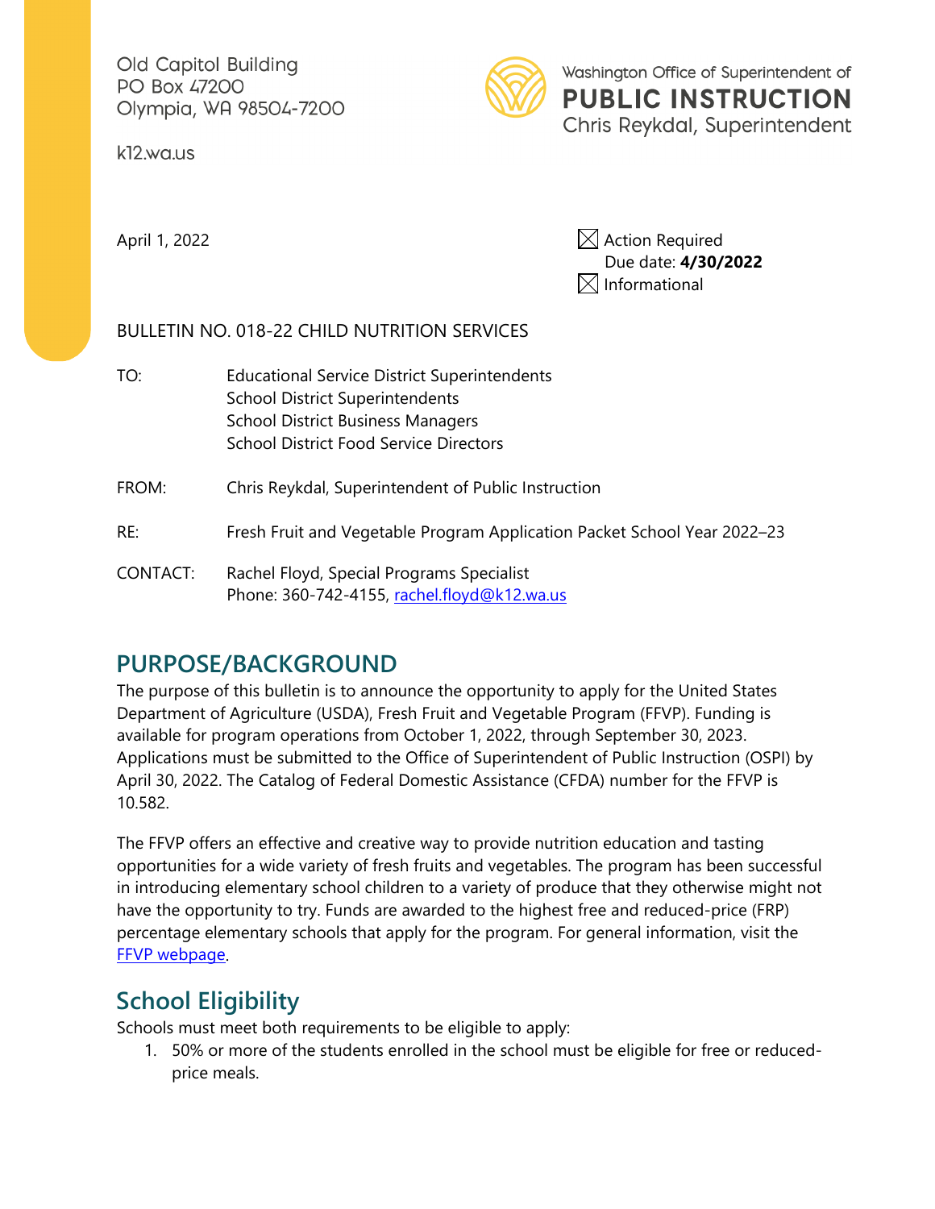Old Capitol Building
PO Box 47200
Olympia, WA 98504-7200

k12.wa.us

Washington Office of Superintendent of
**PUBLIC INSTRUCTION**
Chris Reykdal, Superintendent

April 1, 2022

☒ Action Required
Due date: **4/30/2022**
☒ Informational

BULLETIN NO. 018-22 CHILD NUTRITION SERVICES

TO: Educational Service District Superintendents
School District Superintendents
School District Business Managers
School District Food Service Directors

FROM: Chris Reykdal, Superintendent of Public Instruction

RE: Fresh Fruit and Vegetable Program Application Packet School Year 2022–23

CONTACT: Rachel Floyd, Special Programs Specialist
Phone: 360-742-4155, rachel.floyd@k12.wa.us

## PURPOSE/BACKGROUND

The purpose of this bulletin is to announce the opportunity to apply for the United States Department of Agriculture (USDA), Fresh Fruit and Vegetable Program (FFVP). Funding is available for program operations from October 1, 2022, through September 30, 2023. Applications must be submitted to the Office of Superintendent of Public Instruction (OSPI) by April 30, 2022. The Catalog of Federal Domestic Assistance (CFDA) number for the FFVP is 10.582.

The FFVP offers an effective and creative way to provide nutrition education and tasting opportunities for a wide variety of fresh fruits and vegetables. The program has been successful in introducing elementary school children to a variety of produce that they otherwise might not have the opportunity to try. Funds are awarded to the highest free and reduced-price (FRP) percentage elementary schools that apply for the program. For general information, visit the FFVP webpage.

## School Eligibility

Schools must meet both requirements to be eligible to apply:

1. 50% or more of the students enrolled in the school must be eligible for free or reduced-price meals.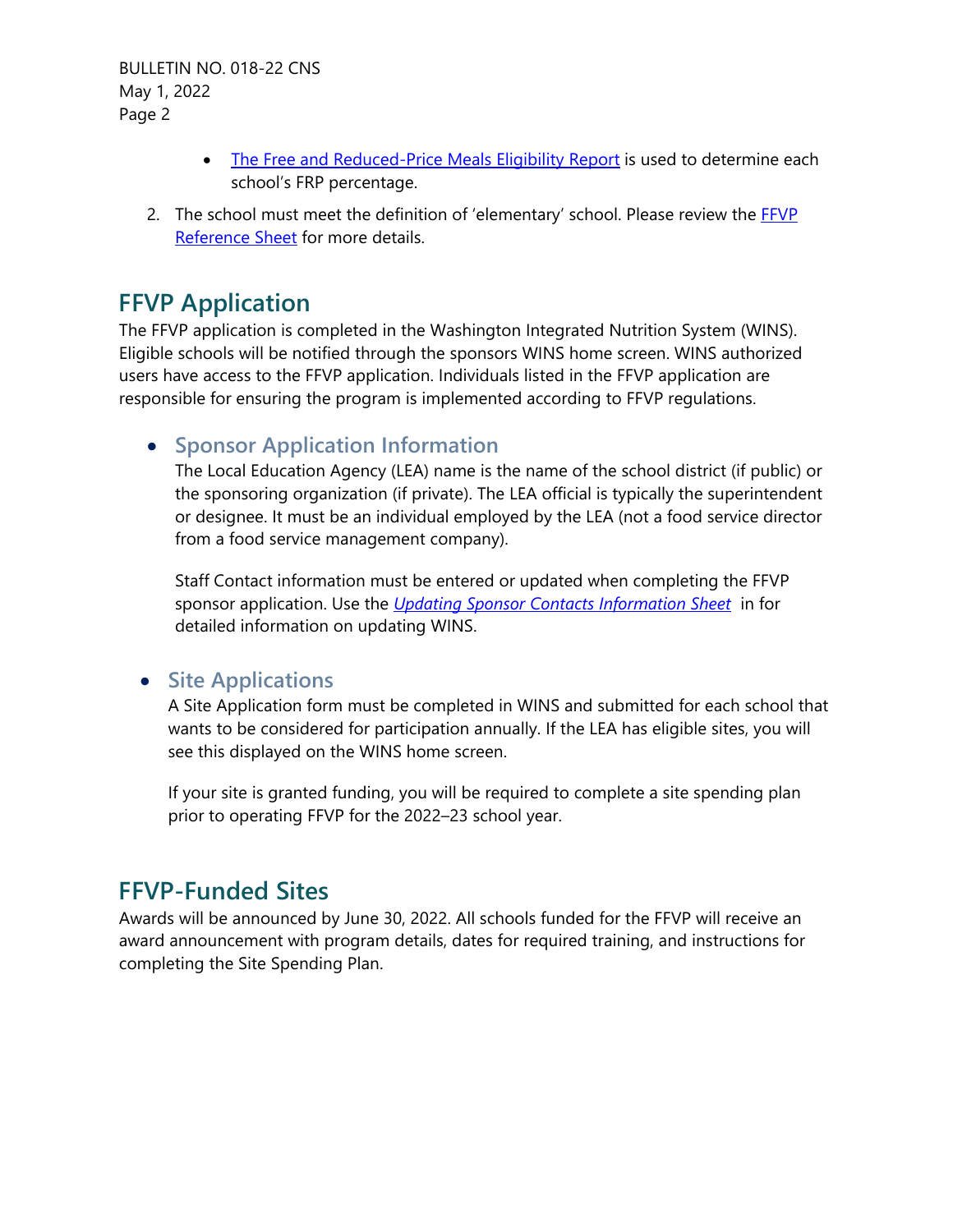- The Free and Reduced-Price Meals Eligibility Report is used to determine each school's FRP percentage.

2. The school must meet the definition of 'elementary' school. Please review the FFVP Reference Sheet for more details.

## FFVP Application

The FFVP application is completed in the Washington Integrated Nutrition System (WINS). Eligible schools will be notified through the sponsors WINS home screen. WINS authorized users have access to the FFVP application. Individuals listed in the FFVP application are responsible for ensuring the program is implemented according to FFVP regulations.

- ### Sponsor Application Information

  The Local Education Agency (LEA) name is the name of the school district (if public) or the sponsoring organization (if private). The LEA official is typically the superintendent or designee. It must be an individual employed by the LEA (not a food service director from a food service management company).

  Staff Contact information must be entered or updated when completing the FFVP sponsor application. Use the *Updating Sponsor Contacts Information Sheet* in for detailed information on updating WINS.

- ### Site Applications

  A Site Application form must be completed in WINS and submitted for each school that wants to be considered for participation annually. If the LEA has eligible sites, you will see this displayed on the WINS home screen.

  If your site is granted funding, you will be required to complete a site spending plan prior to operating FFVP for the 2022–23 school year.

## FFVP-Funded Sites

Awards will be announced by June 30, 2022. All schools funded for the FFVP will receive an award announcement with program details, dates for required training, and instructions for completing the Site Spending Plan.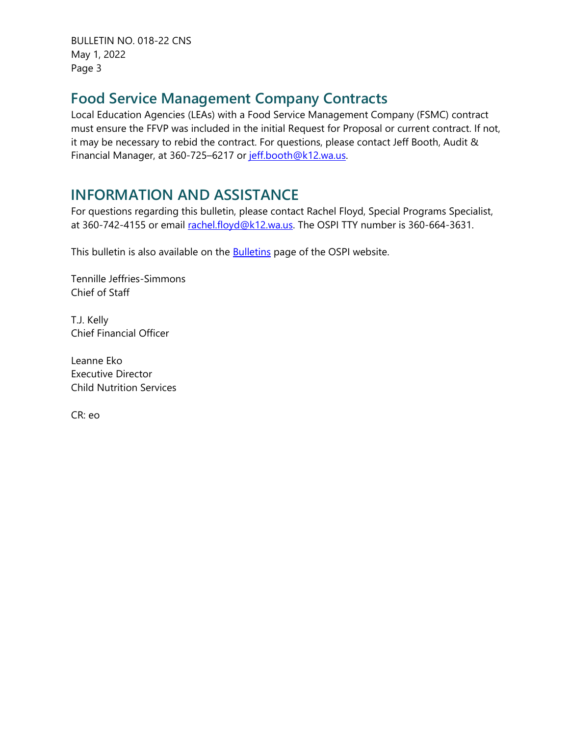## Food Service Management Company Contracts

Local Education Agencies (LEAs) with a Food Service Management Company (FSMC) contract must ensure the FFVP was included in the initial Request for Proposal or current contract. If not, it may be necessary to rebid the contract. For questions, please contact Jeff Booth, Audit & Financial Manager, at 360-725–6217 or jeff.booth@k12.wa.us.

## INFORMATION AND ASSISTANCE

For questions regarding this bulletin, please contact Rachel Floyd, Special Programs Specialist, at 360-742-4155 or email rachel.floyd@k12.wa.us. The OSPI TTY number is 360-664-3631.

This bulletin is also available on the Bulletins page of the OSPI website.

Tennille Jeffries-Simmons
Chief of Staff

T.J. Kelly
Chief Financial Officer

Leanne Eko
Executive Director
Child Nutrition Services

CR: eo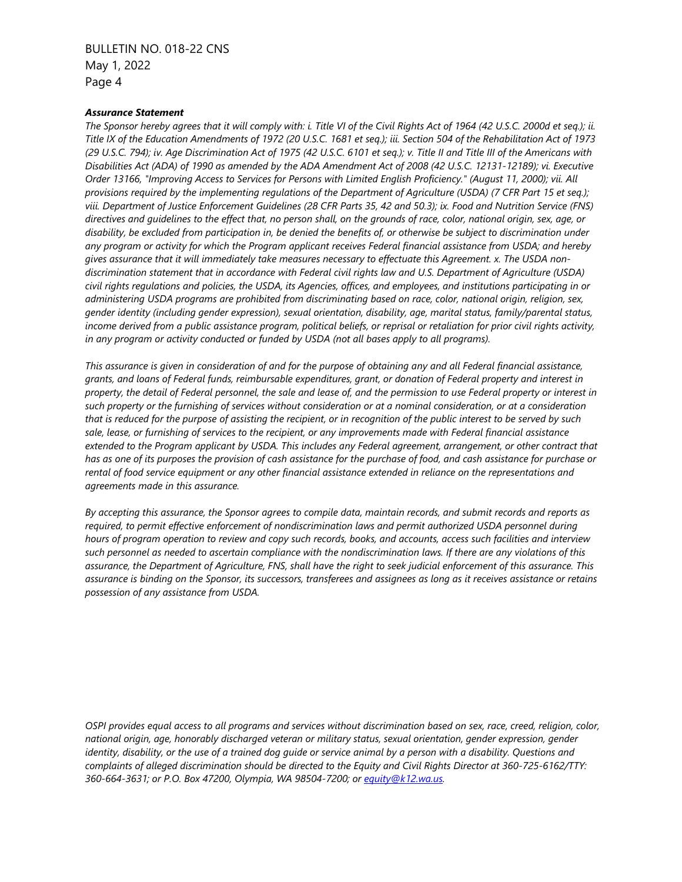***Assurance Statement***

*The Sponsor hereby agrees that it will comply with: i. Title VI of the Civil Rights Act of 1964 (42 U.S.C. 2000d et seq.); ii. Title IX of the Education Amendments of 1972 (20 U.S.C. 1681 et seq.); iii. Section 504 of the Rehabilitation Act of 1973 (29 U.S.C. 794); iv. Age Discrimination Act of 1975 (42 U.S.C. 6101 et seq.); v. Title II and Title III of the Americans with Disabilities Act (ADA) of 1990 as amended by the ADA Amendment Act of 2008 (42 U.S.C. 12131-12189); vi. Executive Order 13166, "Improving Access to Services for Persons with Limited English Proficiency." (August 11, 2000); vii. All provisions required by the implementing regulations of the Department of Agriculture (USDA) (7 CFR Part 15 et seq.); viii. Department of Justice Enforcement Guidelines (28 CFR Parts 35, 42 and 50.3); ix. Food and Nutrition Service (FNS) directives and guidelines to the effect that, no person shall, on the grounds of race, color, national origin, sex, age, or disability, be excluded from participation in, be denied the benefits of, or otherwise be subject to discrimination under any program or activity for which the Program applicant receives Federal financial assistance from USDA; and hereby gives assurance that it will immediately take measures necessary to effectuate this Agreement. x. The USDA non-discrimination statement that in accordance with Federal civil rights law and U.S. Department of Agriculture (USDA) civil rights regulations and policies, the USDA, its Agencies, offices, and employees, and institutions participating in or administering USDA programs are prohibited from discriminating based on race, color, national origin, religion, sex, gender identity (including gender expression), sexual orientation, disability, age, marital status, family/parental status, income derived from a public assistance program, political beliefs, or reprisal or retaliation for prior civil rights activity, in any program or activity conducted or funded by USDA (not all bases apply to all programs).*

*This assurance is given in consideration of and for the purpose of obtaining any and all Federal financial assistance, grants, and loans of Federal funds, reimbursable expenditures, grant, or donation of Federal property and interest in property, the detail of Federal personnel, the sale and lease of, and the permission to use Federal property or interest in such property or the furnishing of services without consideration or at a nominal consideration, or at a consideration that is reduced for the purpose of assisting the recipient, or in recognition of the public interest to be served by such sale, lease, or furnishing of services to the recipient, or any improvements made with Federal financial assistance extended to the Program applicant by USDA. This includes any Federal agreement, arrangement, or other contract that has as one of its purposes the provision of cash assistance for the purchase of food, and cash assistance for purchase or rental of food service equipment or any other financial assistance extended in reliance on the representations and agreements made in this assurance.*

*By accepting this assurance, the Sponsor agrees to compile data, maintain records, and submit records and reports as required, to permit effective enforcement of nondiscrimination laws and permit authorized USDA personnel during hours of program operation to review and copy such records, books, and accounts, access such facilities and interview such personnel as needed to ascertain compliance with the nondiscrimination laws. If there are any violations of this assurance, the Department of Agriculture, FNS, shall have the right to seek judicial enforcement of this assurance. This assurance is binding on the Sponsor, its successors, transferees and assignees as long as it receives assistance or retains possession of any assistance from USDA.*

*OSPI provides equal access to all programs and services without discrimination based on sex, race, creed, religion, color, national origin, age, honorably discharged veteran or military status, sexual orientation, gender expression, gender identity, disability, or the use of a trained dog guide or service animal by a person with a disability. Questions and complaints of alleged discrimination should be directed to the Equity and Civil Rights Director at 360-725-6162/TTY: 360-664-3631; or P.O. Box 47200, Olympia, WA 98504-7200; or [equity@k12.wa.us](mailto:equity@k12.wa.us).*